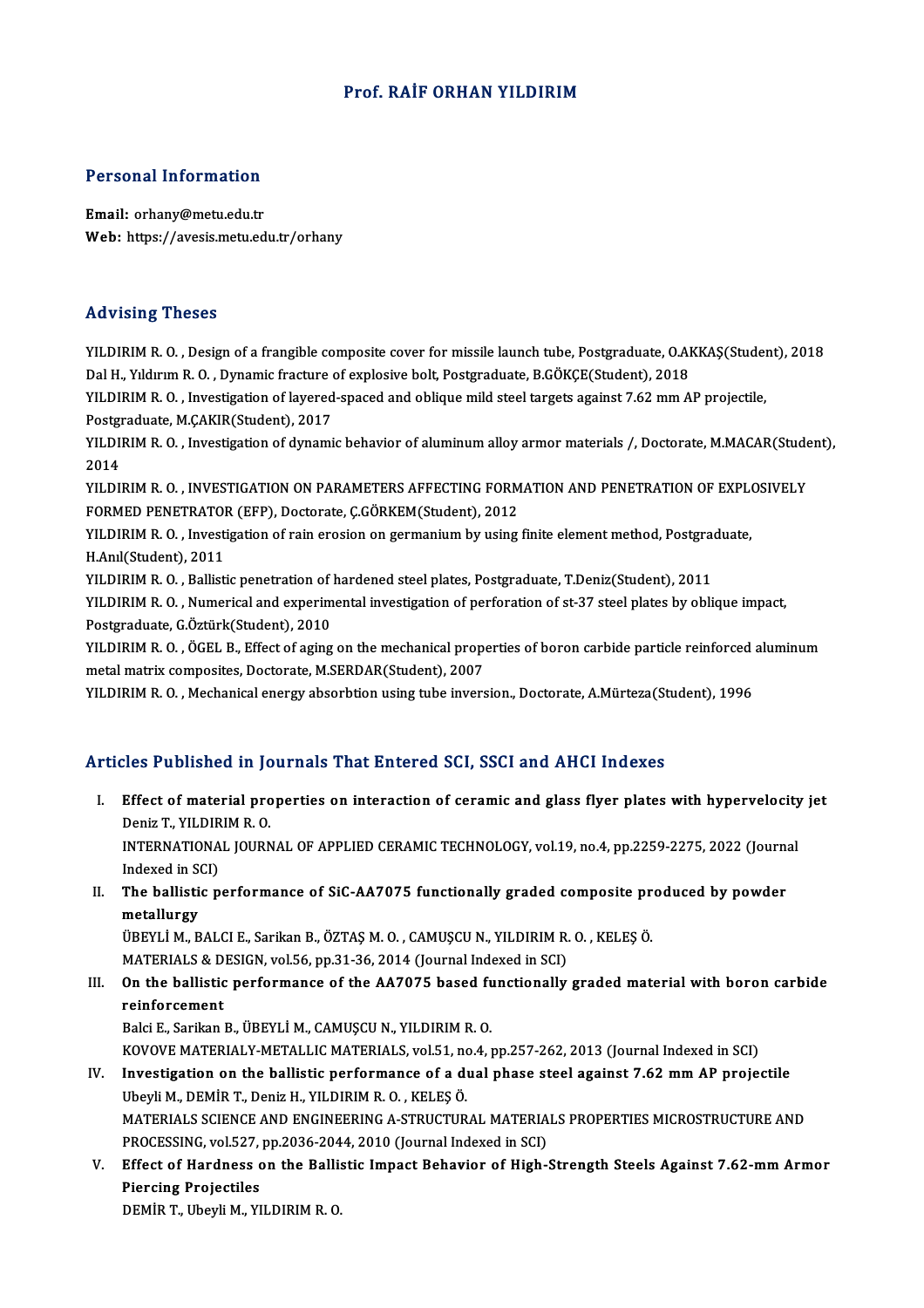# Prof. RAİF ORHAN YILDIRIM

## Personal Information

**Email:** orhany@metu.edu.tr
**Web:** https://avesis.metu.edu.tr/orhany

## Advising Theses

YILDIRIM R. O. , Design of a frangible composite cover for missile launch tube, Postgraduate, O.AKKAŞ(Student), 2018
Dal H., Yıldırım R. O. , Dynamic fracture of explosive bolt, Postgraduate, B.GÖKÇE(Student), 2018
YILDIRIM R. O. , Investigation of layered-spaced and oblique mild steel targets against 7.62 mm AP projectile, Postgraduate, M.ÇAKIR(Student), 2017
YILDIRIM R. O. , Investigation of dynamic behavior of aluminum alloy armor materials /, Doctorate, M.MACAR(Student), 2014
YILDIRIM R. O. , INVESTIGATION ON PARAMETERS AFFECTING FORMATION AND PENETRATION OF EXPLOSIVELY FORMED PENETRATOR (EFP), Doctorate, Ç.GÖRKEM(Student), 2012
YILDIRIM R. O. , Investigation of rain erosion on germanium by using finite element method, Postgraduate, H.Anıl(Student), 2011
YILDIRIM R. O. , Ballistic penetration of hardened steel plates, Postgraduate, T.Deniz(Student), 2011
YILDIRIM R. O. , Numerical and experimental investigation of perforation of st-37 steel plates by oblique impact, Postgraduate, G.Öztürk(Student), 2010
YILDIRIM R. O. , ÖGEL B., Effect of aging on the mechanical properties of boron carbide particle reinforced aluminum metal matrix composites, Doctorate, M.SERDAR(Student), 2007
YILDIRIM R. O. , Mechanical energy absorbtion using tube inversion., Doctorate, A.Mürteza(Student), 1996

## Articles Published in Journals That Entered SCI, SSCI and AHCI Indexes

I. **Effect of material properties on interaction of ceramic and glass flyer plates with hypervelocity jet**
Deniz T., YILDIRIM R. O.
INTERNATIONAL JOURNAL OF APPLIED CERAMIC TECHNOLOGY, vol.19, no.4, pp.2259-2275, 2022 (Journal Indexed in SCI)

II. **The ballistic performance of SiC-AA7075 functionally graded composite produced by powder metallurgy**
ÜBEYLİ M., BALCI E., Sarikan B., ÖZTAŞ M. O. , CAMUŞCU N., YILDIRIM R. O. , KELEŞ Ö.
MATERIALS & DESIGN, vol.56, pp.31-36, 2014 (Journal Indexed in SCI)

III. **On the ballistic performance of the AA7075 based functionally graded material with boron carbide reinforcement**
Balci E., Sarikan B., ÜBEYLİ M., CAMUŞCU N., YILDIRIM R. O.
KOVOVE MATERIALY-METALLIC MATERIALS, vol.51, no.4, pp.257-262, 2013 (Journal Indexed in SCI)

IV. **Investigation on the ballistic performance of a dual phase steel against 7.62 mm AP projectile**
Ubeyli M., DEMİR T., Deniz H., YILDIRIM R. O. , KELEŞ Ö.
MATERIALS SCIENCE AND ENGINEERING A-STRUCTURAL MATERIALS PROPERTIES MICROSTRUCTURE AND PROCESSING, vol.527, pp.2036-2044, 2010 (Journal Indexed in SCI)

V. **Effect of Hardness on the Ballistic Impact Behavior of High-Strength Steels Against 7.62-mm Armor Piercing Projectiles**
DEMİR T., Ubeyli M., YILDIRIM R. O.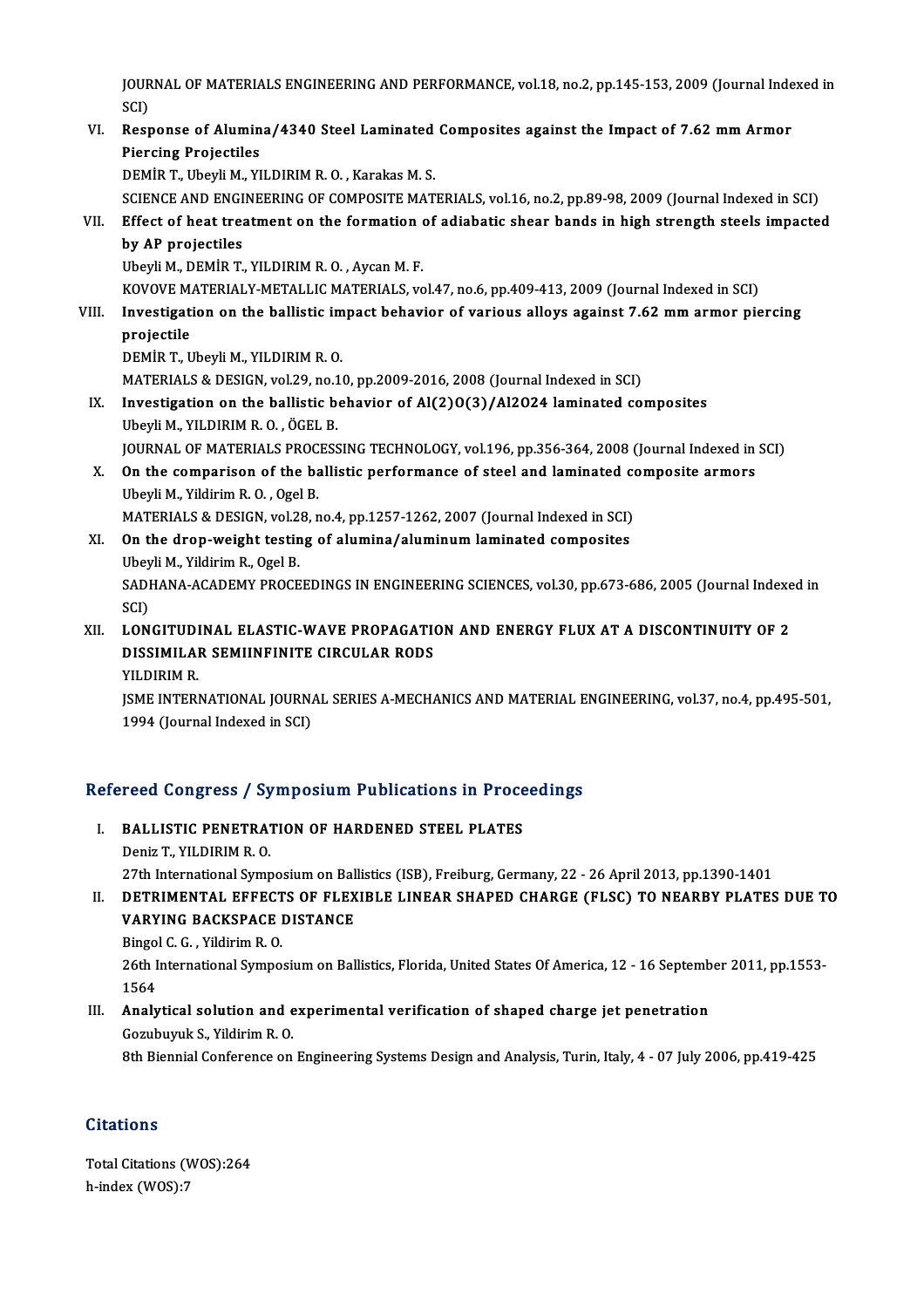JOURNAL OF MATERIALS ENGINEERING AND PERFORMANCE, vol.18, no.2, pp.145-153, 2009 (Journal Indexed in SCI)

VI. **Response of Alumina/4340 Steel Laminated Composites against the Impact of 7.62 mm Armor Piercing Projectiles**
DEMİR T., Ubeyli M., YILDIRIM R. O. , Karakas M. S.
SCIENCE AND ENGINEERING OF COMPOSITE MATERIALS, vol.16, no.2, pp.89-98, 2009 (Journal Indexed in SCI)

VII. **Effect of heat treatment on the formation of adiabatic shear bands in high strength steels impacted by AP projectiles**
Ubeyli M., DEMİR T., YILDIRIM R. O. , Aycan M. F.
KOVOVE MATERIALY-METALLIC MATERIALS, vol.47, no.6, pp.409-413, 2009 (Journal Indexed in SCI)

VIII. **Investigation on the ballistic impact behavior of various alloys against 7.62 mm armor piercing projectile**
DEMİR T., Ubeyli M., YILDIRIM R. O.
MATERIALS & DESIGN, vol.29, no.10, pp.2009-2016, 2008 (Journal Indexed in SCI)

IX. **Investigation on the ballistic behavior of Al(2)O(3)/Al2024 laminated composites**
Ubeyli M., YILDIRIM R. O. , ÖGEL B.
JOURNAL OF MATERIALS PROCESSING TECHNOLOGY, vol.196, pp.356-364, 2008 (Journal Indexed in SCI)

X. **On the comparison of the ballistic performance of steel and laminated composite armors**
Ubeyli M., Yildirim R. O. , Ogel B.
MATERIALS & DESIGN, vol.28, no.4, pp.1257-1262, 2007 (Journal Indexed in SCI)

XI. **On the drop-weight testing of alumina/aluminum laminated composites**
Ubeyli M., Yildirim R., Ogel B.
SADHANA-ACADEMY PROCEEDINGS IN ENGINEERING SCIENCES, vol.30, pp.673-686, 2005 (Journal Indexed in SCI)

XII. **LONGITUDINAL ELASTIC-WAVE PROPAGATION AND ENERGY FLUX AT A DISCONTINUITY OF 2 DISSIMILAR SEMIINFINITE CIRCULAR RODS**
YILDIRIM R.
JSME INTERNATIONAL JOURNAL SERIES A-MECHANICS AND MATERIAL ENGINEERING, vol.37, no.4, pp.495-501, 1994 (Journal Indexed in SCI)

## Refereed Congress / Symposium Publications in Proceedings

I. **BALLISTIC PENETRATION OF HARDENED STEEL PLATES**
Deniz T., YILDIRIM R. O.
27th International Symposium on Ballistics (ISB), Freiburg, Germany, 22 - 26 April 2013, pp.1390-1401

II. **DETRIMENTAL EFFECTS OF FLEXIBLE LINEAR SHAPED CHARGE (FLSC) TO NEARBY PLATES DUE TO VARYING BACKSPACE DISTANCE**
Bingol C. G. , Yildirim R. O.
26th International Symposium on Ballistics, Florida, United States Of America, 12 - 16 September 2011, pp.1553-1564

III. **Analytical solution and experimental verification of shaped charge jet penetration**
Gozubuyuk S., Yildirim R. O.
8th Biennial Conference on Engineering Systems Design and Analysis, Turin, Italy, 4 - 07 July 2006, pp.419-425

## Citations

Total Citations (WOS):264
h-index (WOS):7